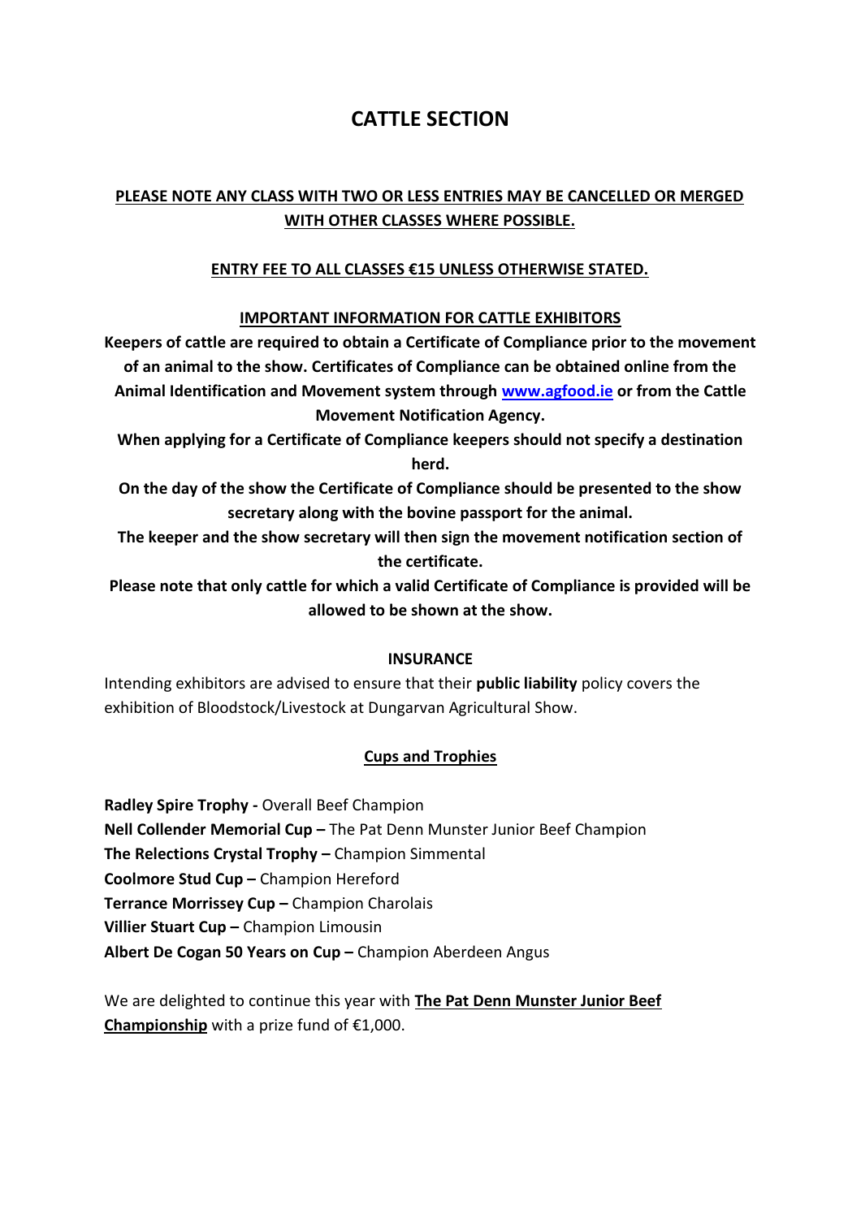# CATTLE SECTION

**PLEASE NOTE ANY CLASS WITH TWO OR LESS ENTRIES MAY BE CANCELLED OR MERGED WITH OTHER CLASSES WHERE POSSIBLE.**

**ENTRY FEE TO ALL CLASSES €15 UNLESS OTHERWISE STATED.**

**IMPORTANT INFORMATION FOR CATTLE EXHIBITORS**

**Keepers of cattle are required to obtain a Certificate of Compliance prior to the movement of an animal to the show. Certificates of Compliance can be obtained online from the Animal Identification and Movement system through [www.agfood.ie](http://www.agfood.ie) or from the Cattle Movement Notification Agency.**

**When applying for a Certificate of Compliance keepers should not specify a destination herd.**

**On the day of the show the Certificate of Compliance should be presented to the show secretary along with the bovine passport for the animal.**

**The keeper and the show secretary will then sign the movement notification section of the certificate.**

**Please note that only cattle for which a valid Certificate of Compliance is provided will be allowed to be shown at the show.**

**INSURANCE**

Intending exhibitors are advised to ensure that their **public liability** policy covers the exhibition of Bloodstock/Livestock at Dungarvan Agricultural Show.

**Cups and Trophies**

**Radley Spire Trophy -** Overall Beef Champion
**Nell Collender Memorial Cup –** The Pat Denn Munster Junior Beef Champion
**The Relections Crystal Trophy –** Champion Simmental
**Coolmore Stud Cup –** Champion Hereford
**Terrance Morrissey Cup –** Champion Charolais
**Villier Stuart Cup –** Champion Limousin
**Albert De Cogan 50 Years on Cup –** Champion Aberdeen Angus

We are delighted to continue this year with **The Pat Denn Munster Junior Beef Championship** with a prize fund of €1,000.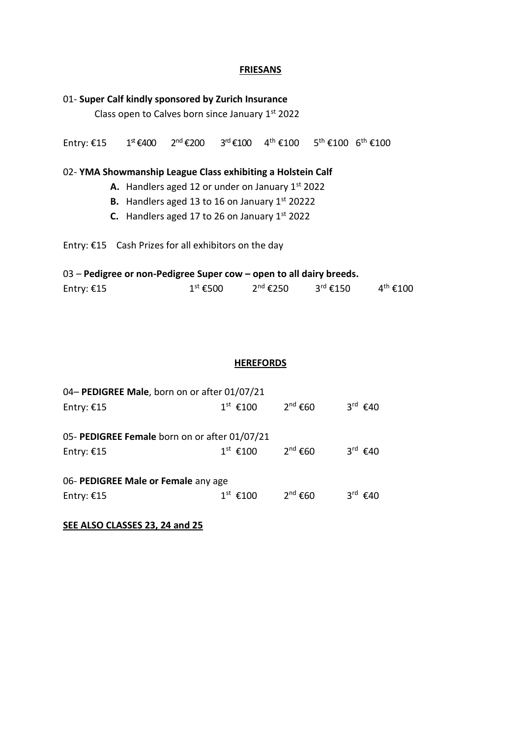## **FRIESANS**

01- **Super Calf kindly sponsored by Zurich Insurance**

Class open to Calves born since January 1st 2022

Entry: €15 1st €400 2nd €200 3rd €100 4th €100 5th €100 6th €100

02- **YMA Showmanship League Class exhibiting a Holstein Calf**

- **A.** Handlers aged 12 or under on January 1st 2022
- **B.** Handlers aged 13 to 16 on January 1st 20222
- **C.** Handlers aged 17 to 26 on January 1st 2022

Entry: €15 Cash Prizes for all exhibitors on the day

03 – **Pedigree or non-Pedigree Super cow – open to all dairy breeds.**

Entry: €15 1st €500 2nd €250 3rd €150 4th €100

## **HEREFORDS**

04– **PEDIGREE Male**, born on or after 01/07/21

Entry: €15 1st €100 2nd €60 3rd €40

05- **PEDIGREE Female** born on or after 01/07/21

Entry: €15 1st €100 2nd €60 3rd €40

06- **PEDIGREE Male or Female** any age

Entry: €15 1st €100 2nd €60 3rd €40

**SEE ALSO CLASSES 23, 24 and 25**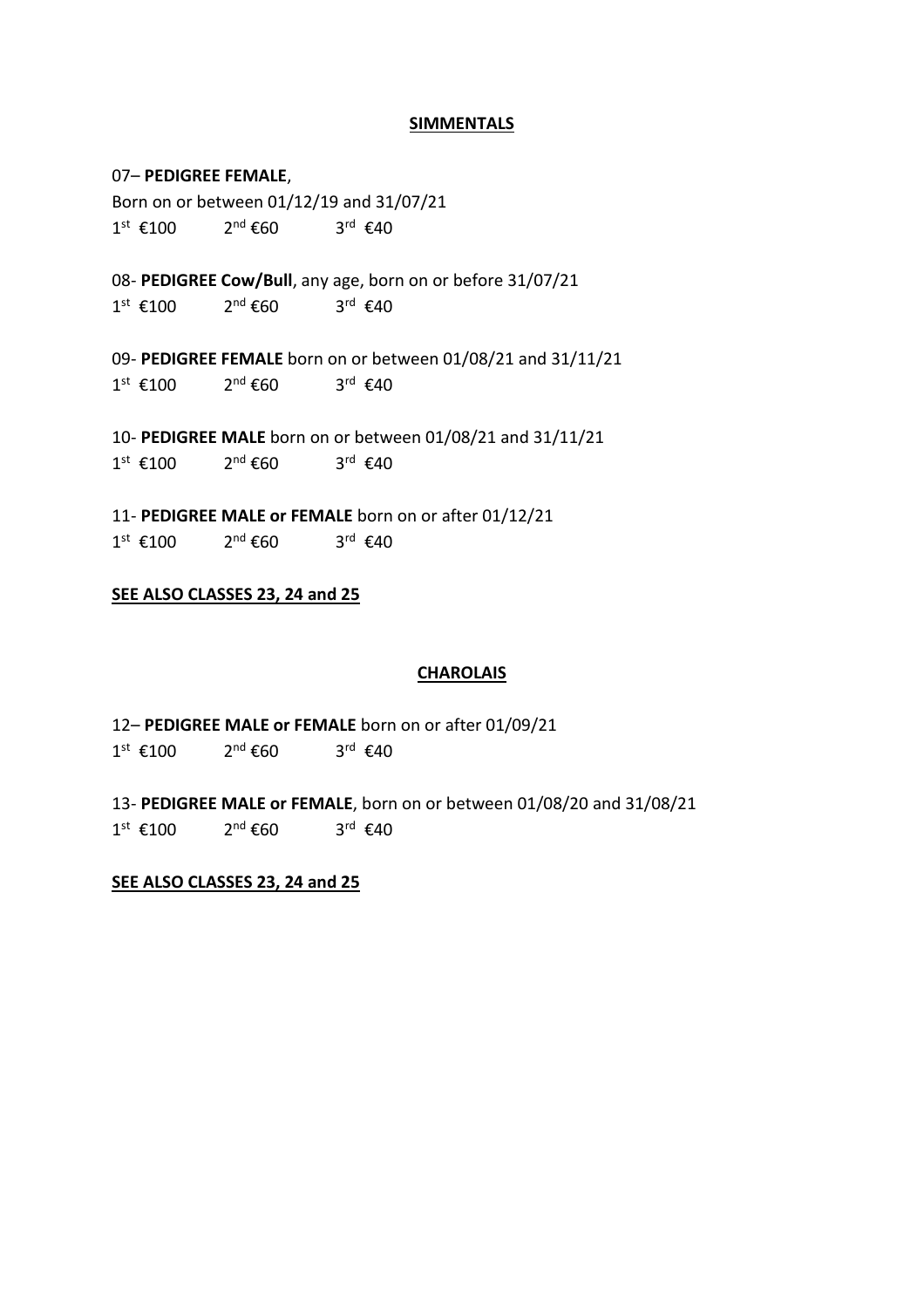## SIMMENTALS

07– **PEDIGREE FEMALE**,
Born on or between 01/12/19 and 31/07/21
1st €100 2nd €60 3rd €40

08- **PEDIGREE Cow/Bull**, any age, born on or before 31/07/21
1st €100 2nd €60 3rd €40

09- **PEDIGREE FEMALE** born on or between 01/08/21 and 31/11/21
1st €100 2nd €60 3rd €40

10- **PEDIGREE MALE** born on or between 01/08/21 and 31/11/21
1st €100 2nd €60 3rd €40

11- **PEDIGREE MALE or FEMALE** born on or after 01/12/21
1st €100 2nd €60 3rd €40

**SEE ALSO CLASSES 23, 24 and 25**

## CHAROLAIS

12– **PEDIGREE MALE or FEMALE** born on or after 01/09/21
1st €100 2nd €60 3rd €40

13- **PEDIGREE MALE or FEMALE**, born on or between 01/08/20 and 31/08/21
1st €100 2nd €60 3rd €40

**SEE ALSO CLASSES 23, 24 and 25**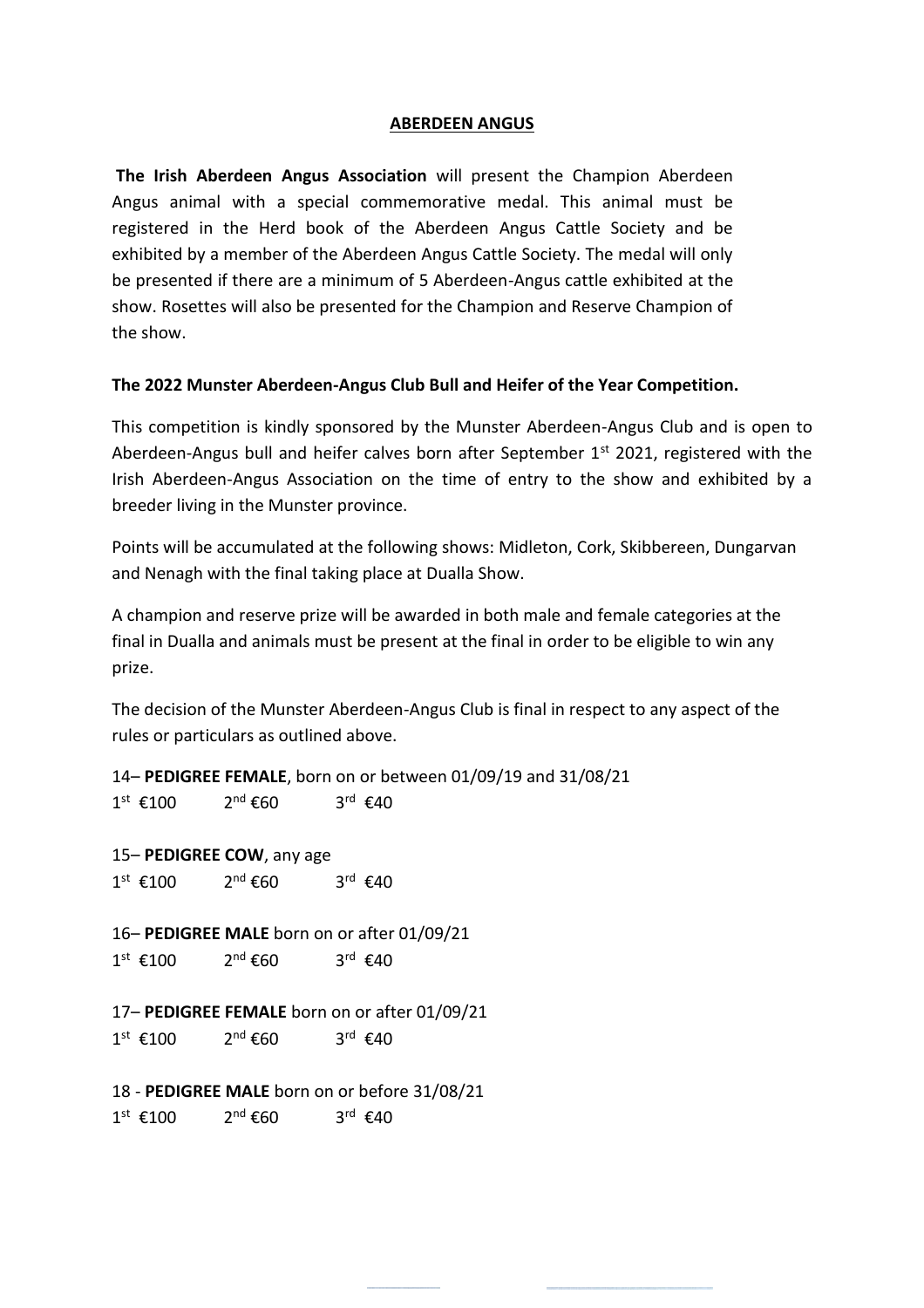# ABERDEEN ANGUS

**The Irish Aberdeen Angus Association** will present the Champion Aberdeen Angus animal with a special commemorative medal. This animal must be registered in the Herd book of the Aberdeen Angus Cattle Society and be exhibited by a member of the Aberdeen Angus Cattle Society. The medal will only be presented if there are a minimum of 5 Aberdeen-Angus cattle exhibited at the show. Rosettes will also be presented for the Champion and Reserve Champion of the show.

**The 2022 Munster Aberdeen-Angus Club Bull and Heifer of the Year Competition.**

This competition is kindly sponsored by the Munster Aberdeen-Angus Club and is open to Aberdeen-Angus bull and heifer calves born after September 1st 2021, registered with the Irish Aberdeen-Angus Association on the time of entry to the show and exhibited by a breeder living in the Munster province.

Points will be accumulated at the following shows: Midleton, Cork, Skibbereen, Dungarvan and Nenagh with the final taking place at Dualla Show.

A champion and reserve prize will be awarded in both male and female categories at the final in Dualla and animals must be present at the final in order to be eligible to win any prize.

The decision of the Munster Aberdeen-Angus Club is final in respect to any aspect of the rules or particulars as outlined above.

14– **PEDIGREE FEMALE**, born on or between 01/09/19 and 31/08/21
1st €100 2nd €60 3rd €40

15– **PEDIGREE COW**, any age
1st €100 2nd €60 3rd €40

16– **PEDIGREE MALE** born on or after 01/09/21
1st €100 2nd €60 3rd €40

17– **PEDIGREE FEMALE** born on or after 01/09/21
1st €100 2nd €60 3rd €40

18 - **PEDIGREE MALE** born on or before 31/08/21
1st €100 2nd €60 3rd €40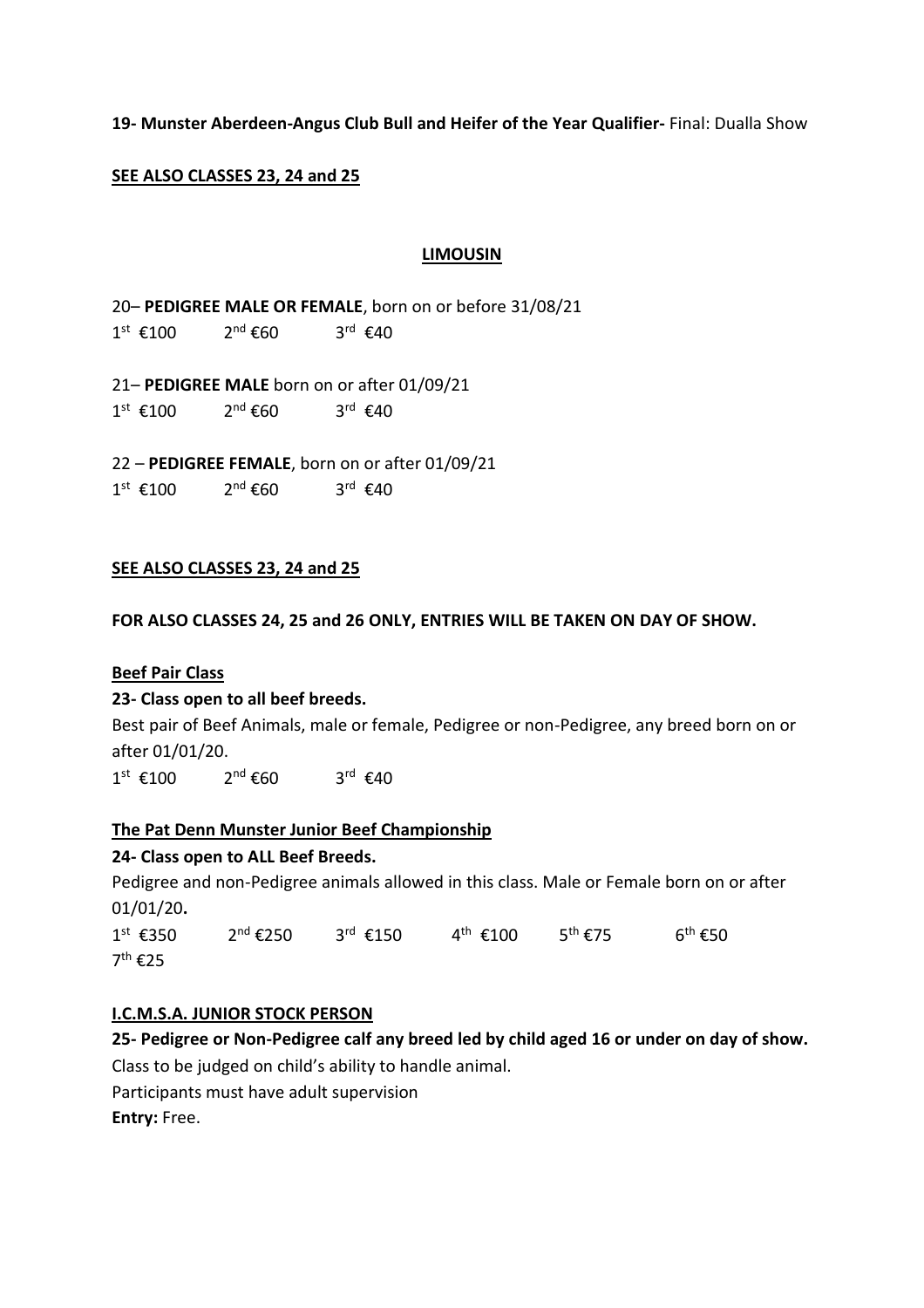**19- Munster Aberdeen-Angus Club Bull and Heifer of the Year Qualifier-** Final: Dualla Show

**SEE ALSO CLASSES 23, 24 and 25**

## LIMOUSIN

20– **PEDIGREE MALE OR FEMALE**, born on or before 31/08/21

1st €100 2nd €60 3rd €40

21– **PEDIGREE MALE** born on or after 01/09/21

1st €100 2nd €60 3rd €40

22 – **PEDIGREE FEMALE**, born on or after 01/09/21

1st €100 2nd €60 3rd €40

**SEE ALSO CLASSES 23, 24 and 25**

**FOR ALSO CLASSES 24, 25 and 26 ONLY, ENTRIES WILL BE TAKEN ON DAY OF SHOW.**

### Beef Pair Class

**23- Class open to all beef breeds.**

Best pair of Beef Animals, male or female, Pedigree or non-Pedigree, any breed born on or after 01/01/20.

1st €100 2nd €60 3rd €40

### The Pat Denn Munster Junior Beef Championship

**24- Class open to ALL Beef Breeds.**

Pedigree and non-Pedigree animals allowed in this class. Male or Female born on or after 01/01/20**.**

1st €350 2nd €250 3rd €150 4th €100 5th €75 6th €50 7th €25

### I.C.M.S.A. JUNIOR STOCK PERSON

**25- Pedigree or Non-Pedigree calf any breed led by child aged 16 or under on day of show.**

Class to be judged on child's ability to handle animal.

Participants must have adult supervision

**Entry:** Free.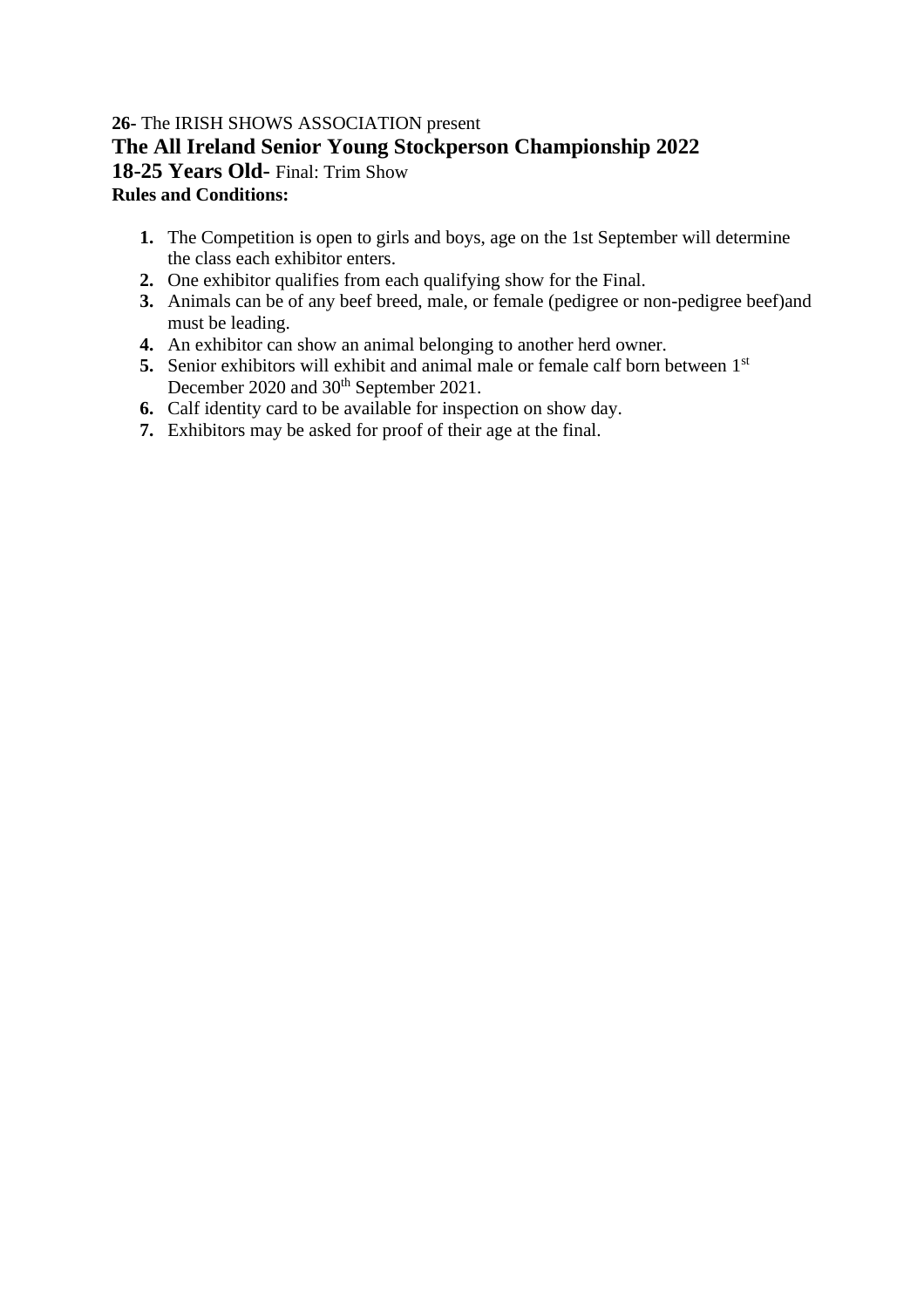**26-** The IRISH SHOWS ASSOCIATION present

## The All Ireland Senior Young Stockperson Championship 2022

**18-25 Years Old-** Final: Trim Show

**Rules and Conditions:**

1. The Competition is open to girls and boys, age on the 1st September will determine the class each exhibitor enters.
2. One exhibitor qualifies from each qualifying show for the Final.
3. Animals can be of any beef breed, male, or female (pedigree or non-pedigree beef)and must be leading.
4. An exhibitor can show an animal belonging to another herd owner.
5. Senior exhibitors will exhibit and animal male or female calf born between 1st December 2020 and 30th September 2021.
6. Calf identity card to be available for inspection on show day.
7. Exhibitors may be asked for proof of their age at the final.